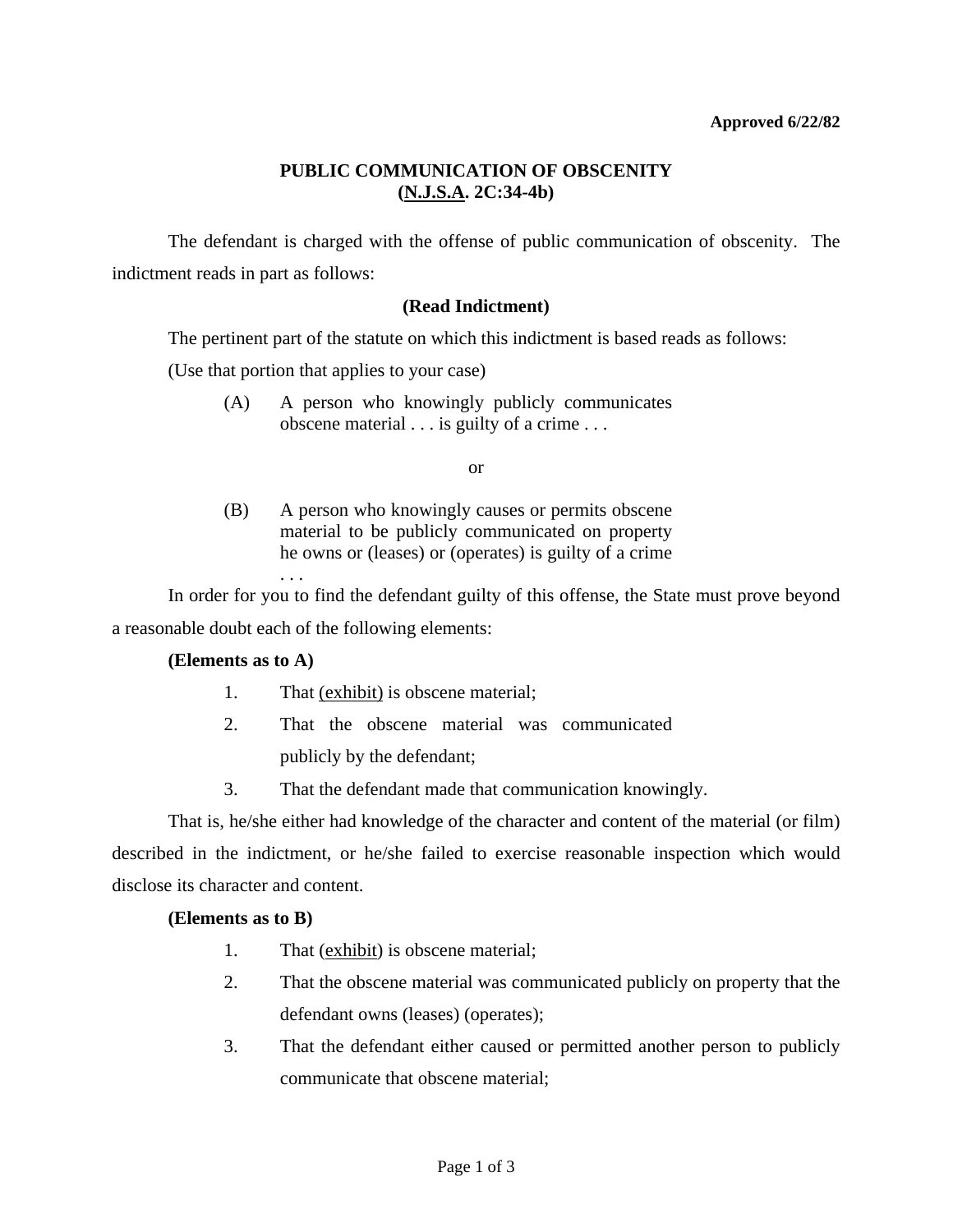**Approved 6/22/82**

## PUBLIC COMMUNICATION OF OBSCENITY
## (N.J.S.A. 2C:34-4b)

The defendant is charged with the offense of public communication of obscenity. The indictment reads in part as follows:

**(Read Indictment)**

The pertinent part of the statute on which this indictment is based reads as follows:

(Use that portion that applies to your case)

> (A) A person who knowingly publicly communicates obscene material . . . is guilty of a crime . . .
>
> or
>
> (B) A person who knowingly causes or permits obscene material to be publicly communicated on property he owns or (leases) or (operates) is guilty of a crime . . .

In order for you to find the defendant guilty of this offense, the State must prove beyond a reasonable doubt each of the following elements:

**(Elements as to A)**

1. That (exhibit) is obscene material;
2. That the obscene material was communicated publicly by the defendant;
3. That the defendant made that communication knowingly.

That is, he/she either had knowledge of the character and content of the material (or film) described in the indictment, or he/she failed to exercise reasonable inspection which would disclose its character and content.

**(Elements as to B)**

1. That (exhibit) is obscene material;
2. That the obscene material was communicated publicly on property that the defendant owns (leases) (operates);
3. That the defendant either caused or permitted another person to publicly communicate that obscene material;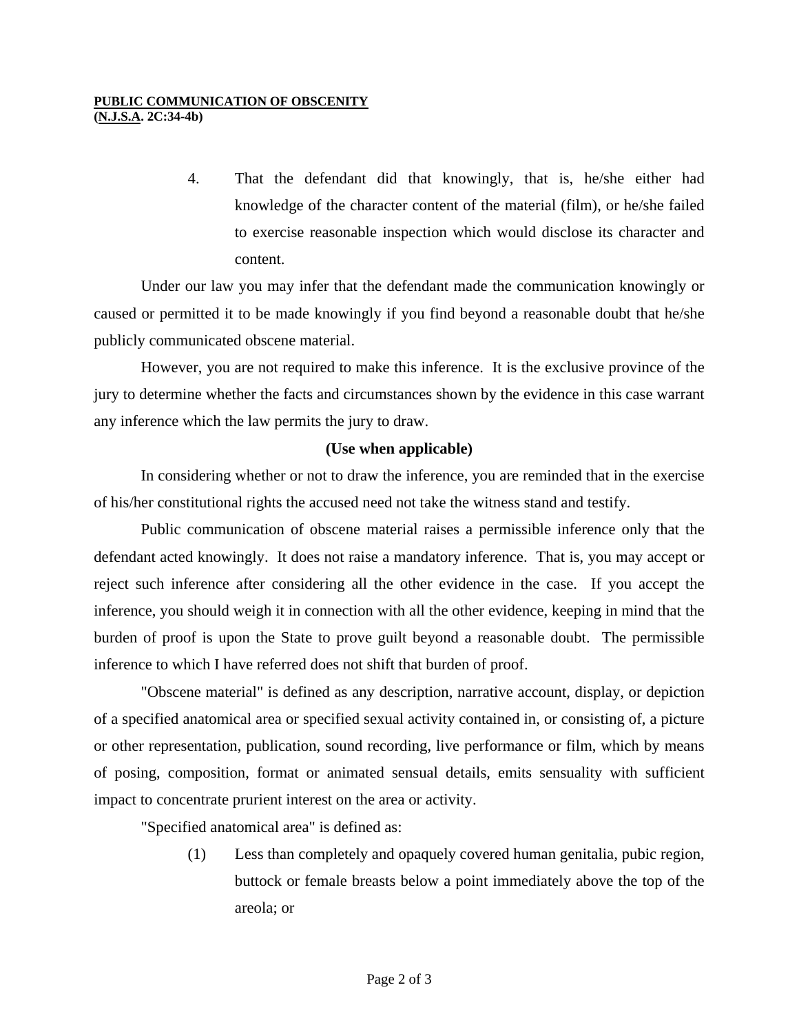4. That the defendant did that knowingly, that is, he/she either had knowledge of the character content of the material (film), or he/she failed to exercise reasonable inspection which would disclose its character and content.

Under our law you may infer that the defendant made the communication knowingly or caused or permitted it to be made knowingly if you find beyond a reasonable doubt that he/she publicly communicated obscene material.

However, you are not required to make this inference. It is the exclusive province of the jury to determine whether the facts and circumstances shown by the evidence in this case warrant any inference which the law permits the jury to draw.

**(Use when applicable)**

In considering whether or not to draw the inference, you are reminded that in the exercise of his/her constitutional rights the accused need not take the witness stand and testify.

Public communication of obscene material raises a permissible inference only that the defendant acted knowingly. It does not raise a mandatory inference. That is, you may accept or reject such inference after considering all the other evidence in the case. If you accept the inference, you should weigh it in connection with all the other evidence, keeping in mind that the burden of proof is upon the State to prove guilt beyond a reasonable doubt. The permissible inference to which I have referred does not shift that burden of proof.

"Obscene material" is defined as any description, narrative account, display, or depiction of a specified anatomical area or specified sexual activity contained in, or consisting of, a picture or other representation, publication, sound recording, live performance or film, which by means of posing, composition, format or animated sensual details, emits sensuality with sufficient impact to concentrate prurient interest on the area or activity.

"Specified anatomical area" is defined as:

(1) Less than completely and opaquely covered human genitalia, pubic region, buttock or female breasts below a point immediately above the top of the areola; or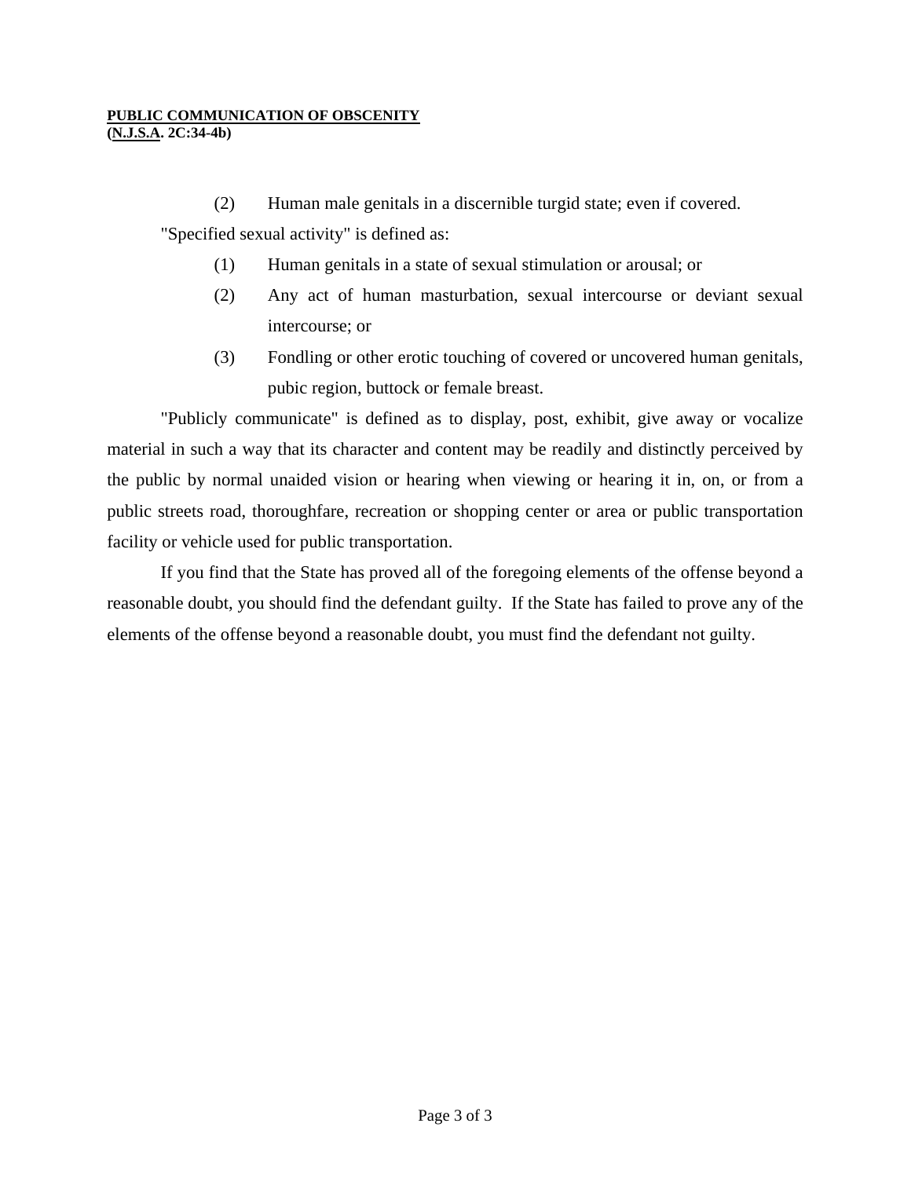(2) Human male genitals in a discernible turgid state; even if covered.

"Specified sexual activity" is defined as:

(1) Human genitals in a state of sexual stimulation or arousal; or

(2) Any act of human masturbation, sexual intercourse or deviant sexual intercourse; or

(3) Fondling or other erotic touching of covered or uncovered human genitals, pubic region, buttock or female breast.

"Publicly communicate" is defined as to display, post, exhibit, give away or vocalize material in such a way that its character and content may be readily and distinctly perceived by the public by normal unaided vision or hearing when viewing or hearing it in, on, or from a public streets road, thoroughfare, recreation or shopping center or area or public transportation facility or vehicle used for public transportation.

If you find that the State has proved all of the foregoing elements of the offense beyond a reasonable doubt, you should find the defendant guilty. If the State has failed to prove any of the elements of the offense beyond a reasonable doubt, you must find the defendant not guilty.